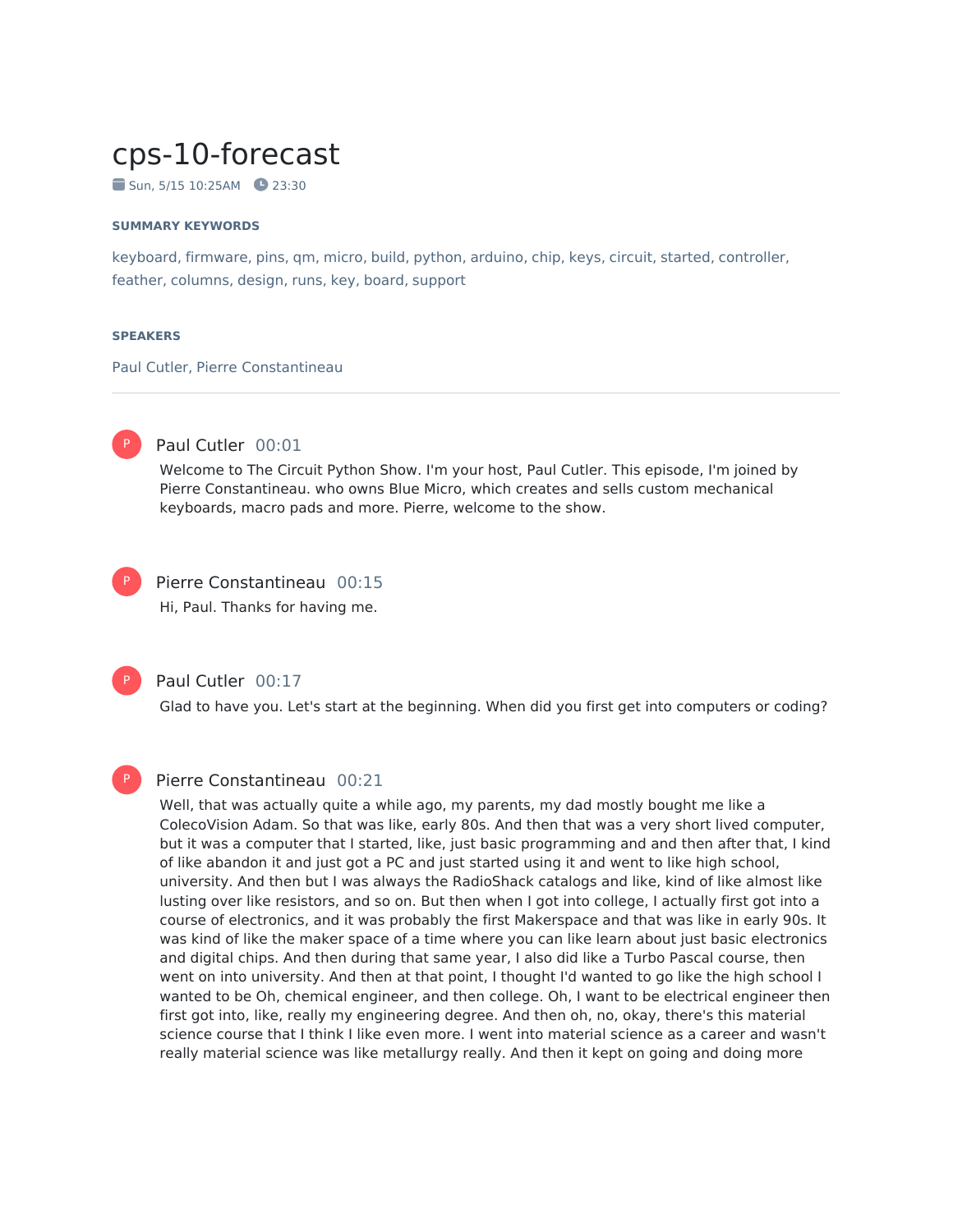# cps-10-forecast

Sun, 5/15 10:25AM   23:30

**SUMMARY KEYWORDS**

keyboard, firmware, pins, qm, micro, build, python, arduino, chip, keys, circuit, started, controller, feather, columns, design, runs, key, board, support

**SPEAKERS**

Paul Cutler, Pierre Constantineau

---

**Paul Cutler** 00:01

Welcome to The Circuit Python Show. I'm your host, Paul Cutler. This episode, I'm joined by Pierre Constantineau. who owns Blue Micro, which creates and sells custom mechanical keyboards, macro pads and more. Pierre, welcome to the show.

**Pierre Constantineau** 00:15

Hi, Paul. Thanks for having me.

**Paul Cutler** 00:17

Glad to have you. Let's start at the beginning. When did you first get into computers or coding?

**Pierre Constantineau** 00:21

Well, that was actually quite a while ago, my parents, my dad mostly bought me like a ColecoVision Adam. So that was like, early 80s. And then that was a very short lived computer, but it was a computer that I started, like, just basic programming and and then after that, I kind of like abandon it and just got a PC and just started using it and went to like high school, university. And then but I was always the RadioShack catalogs and like, kind of like almost like lusting over like resistors, and so on. But then when I got into college, I actually first got into a course of electronics, and it was probably the first Makerspace and that was like in early 90s. It was kind of like the maker space of a time where you can like learn about just basic electronics and digital chips. And then during that same year, I also did like a Turbo Pascal course, then went on into university. And then at that point, I thought I'd wanted to go like the high school I wanted to be Oh, chemical engineer, and then college. Oh, I want to be electrical engineer then first got into, like, really my engineering degree. And then oh, no, okay, there's this material science course that I think I like even more. I went into material science as a career and wasn't really material science was like metallurgy really. And then it kept on going and doing more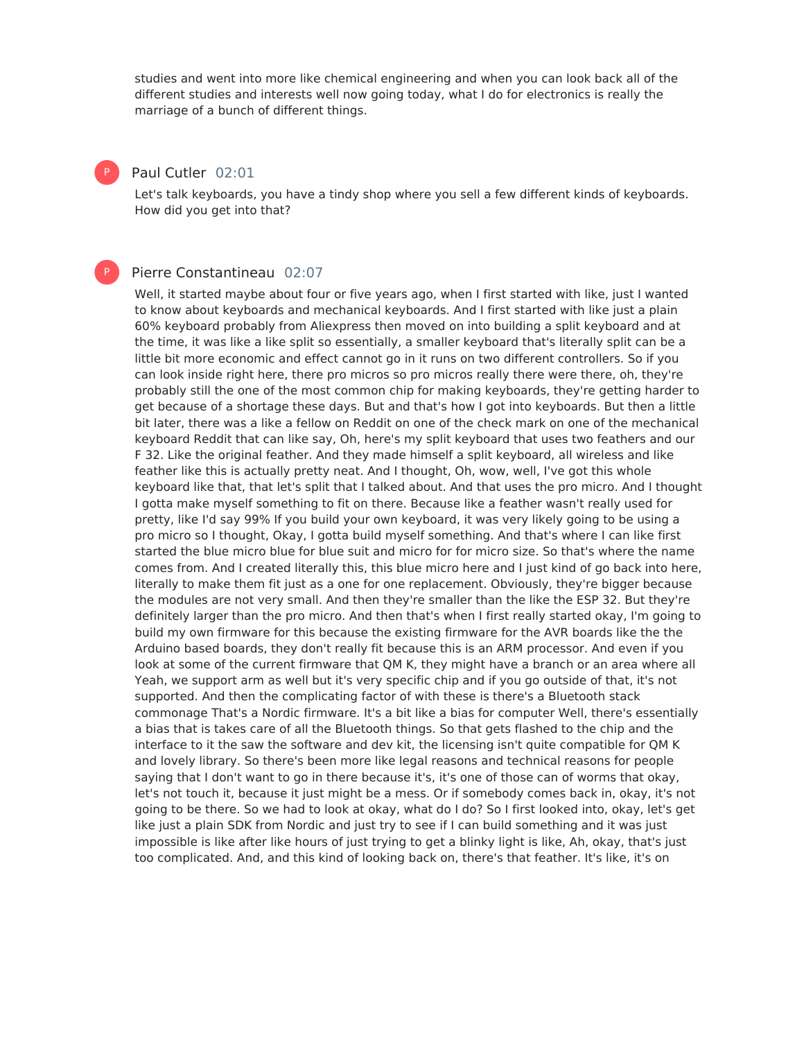studies and went into more like chemical engineering and when you can look back all of the different studies and interests well now going today, what I do for electronics is really the marriage of a bunch of different things.

**Paul Cutler** 02:01

Let's talk keyboards, you have a tindy shop where you sell a few different kinds of keyboards. How did you get into that?

**Pierre Constantineau** 02:07

Well, it started maybe about four or five years ago, when I first started with like, just I wanted to know about keyboards and mechanical keyboards. And I first started with like just a plain 60% keyboard probably from Aliexpress then moved on into building a split keyboard and at the time, it was like a like split so essentially, a smaller keyboard that's literally split can be a little bit more economic and effect cannot go in it runs on two different controllers. So if you can look inside right here, there pro micros so pro micros really there were there, oh, they're probably still the one of the most common chip for making keyboards, they're getting harder to get because of a shortage these days. But and that's how I got into keyboards. But then a little bit later, there was a like a fellow on Reddit on one of the check mark on one of the mechanical keyboard Reddit that can like say, Oh, here's my split keyboard that uses two feathers and our F 32. Like the original feather. And they made himself a split keyboard, all wireless and like feather like this is actually pretty neat. And I thought, Oh, wow, well, I've got this whole keyboard like that, that let's split that I talked about. And that uses the pro micro. And I thought I gotta make myself something to fit on there. Because like a feather wasn't really used for pretty, like I'd say 99% If you build your own keyboard, it was very likely going to be using a pro micro so I thought, Okay, I gotta build myself something. And that's where I can like first started the blue micro blue for blue suit and micro for for micro size. So that's where the name comes from. And I created literally this, this blue micro here and I just kind of go back into here, literally to make them fit just as a one for one replacement. Obviously, they're bigger because the modules are not very small. And then they're smaller than the like the ESP 32. But they're definitely larger than the pro micro. And then that's when I first really started okay, I'm going to build my own firmware for this because the existing firmware for the AVR boards like the the Arduino based boards, they don't really fit because this is an ARM processor. And even if you look at some of the current firmware that QM K, they might have a branch or an area where all Yeah, we support arm as well but it's very specific chip and if you go outside of that, it's not supported. And then the complicating factor of with these is there's a Bluetooth stack commonage That's a Nordic firmware. It's a bit like a bias for computer Well, there's essentially a bias that is takes care of all the Bluetooth things. So that gets flashed to the chip and the interface to it the saw the software and dev kit, the licensing isn't quite compatible for QM K and lovely library. So there's been more like legal reasons and technical reasons for people saying that I don't want to go in there because it's, it's one of those can of worms that okay, let's not touch it, because it just might be a mess. Or if somebody comes back in, okay, it's not going to be there. So we had to look at okay, what do I do? So I first looked into, okay, let's get like just a plain SDK from Nordic and just try to see if I can build something and it was just impossible is like after like hours of just trying to get a blinky light is like, Ah, okay, that's just too complicated. And, and this kind of looking back on, there's that feather. It's like, it's on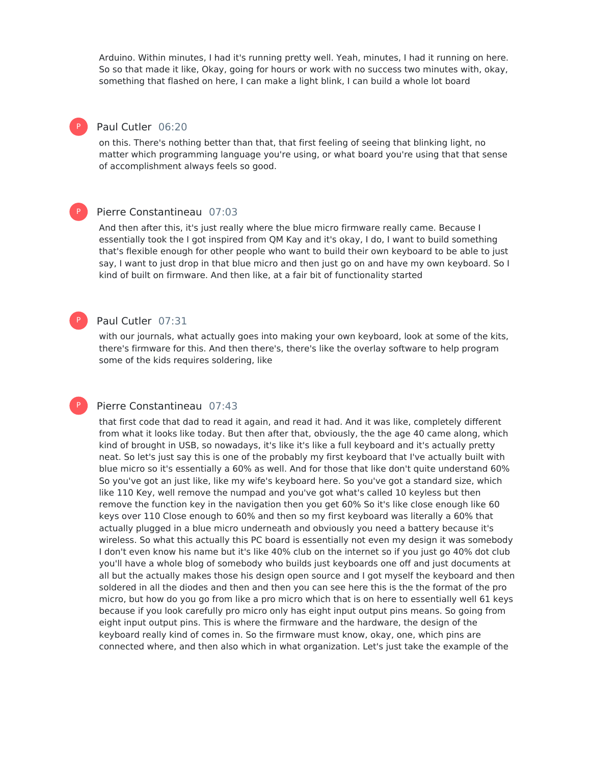Arduino. Within minutes, I had it's running pretty well. Yeah, minutes, I had it running on here. So so that made it like, Okay, going for hours or work with no success two minutes with, okay, something that flashed on here, I can make a light blink, I can build a whole lot board

**Paul Cutler** 06:20

on this. There's nothing better than that, that first feeling of seeing that blinking light, no matter which programming language you're using, or what board you're using that that sense of accomplishment always feels so good.

**Pierre Constantineau** 07:03

And then after this, it's just really where the blue micro firmware really came. Because I essentially took the I got inspired from QM Kay and it's okay, I do, I want to build something that's flexible enough for other people who want to build their own keyboard to be able to just say, I want to just drop in that blue micro and then just go on and have my own keyboard. So I kind of built on firmware. And then like, at a fair bit of functionality started

**Paul Cutler** 07:31

with our journals, what actually goes into making your own keyboard, look at some of the kits, there's firmware for this. And then there's, there's like the overlay software to help program some of the kids requires soldering, like

**Pierre Constantineau** 07:43

that first code that dad to read it again, and read it had. And it was like, completely different from what it looks like today. But then after that, obviously, the the age 40 came along, which kind of brought in USB, so nowadays, it's like it's like a full keyboard and it's actually pretty neat. So let's just say this is one of the probably my first keyboard that I've actually built with blue micro so it's essentially a 60% as well. And for those that like don't quite understand 60% So you've got an just like, like my wife's keyboard here. So you've got a standard size, which like 110 Key, well remove the numpad and you've got what's called 10 keyless but then remove the function key in the navigation then you get 60% So it's like close enough like 60 keys over 110 Close enough to 60% and then so my first keyboard was literally a 60% that actually plugged in a blue micro underneath and obviously you need a battery because it's wireless. So what this actually this PC board is essentially not even my design it was somebody I don't even know his name but it's like 40% club on the internet so if you just go 40% dot club you'll have a whole blog of somebody who builds just keyboards one off and just documents at all but the actually makes those his design open source and I got myself the keyboard and then soldered in all the diodes and then and then you can see here this is the the format of the pro micro, but how do you go from like a pro micro which that is on here to essentially well 61 keys because if you look carefully pro micro only has eight input output pins means. So going from eight input output pins. This is where the firmware and the hardware, the design of the keyboard really kind of comes in. So the firmware must know, okay, one, which pins are connected where, and then also which in what organization. Let's just take the example of the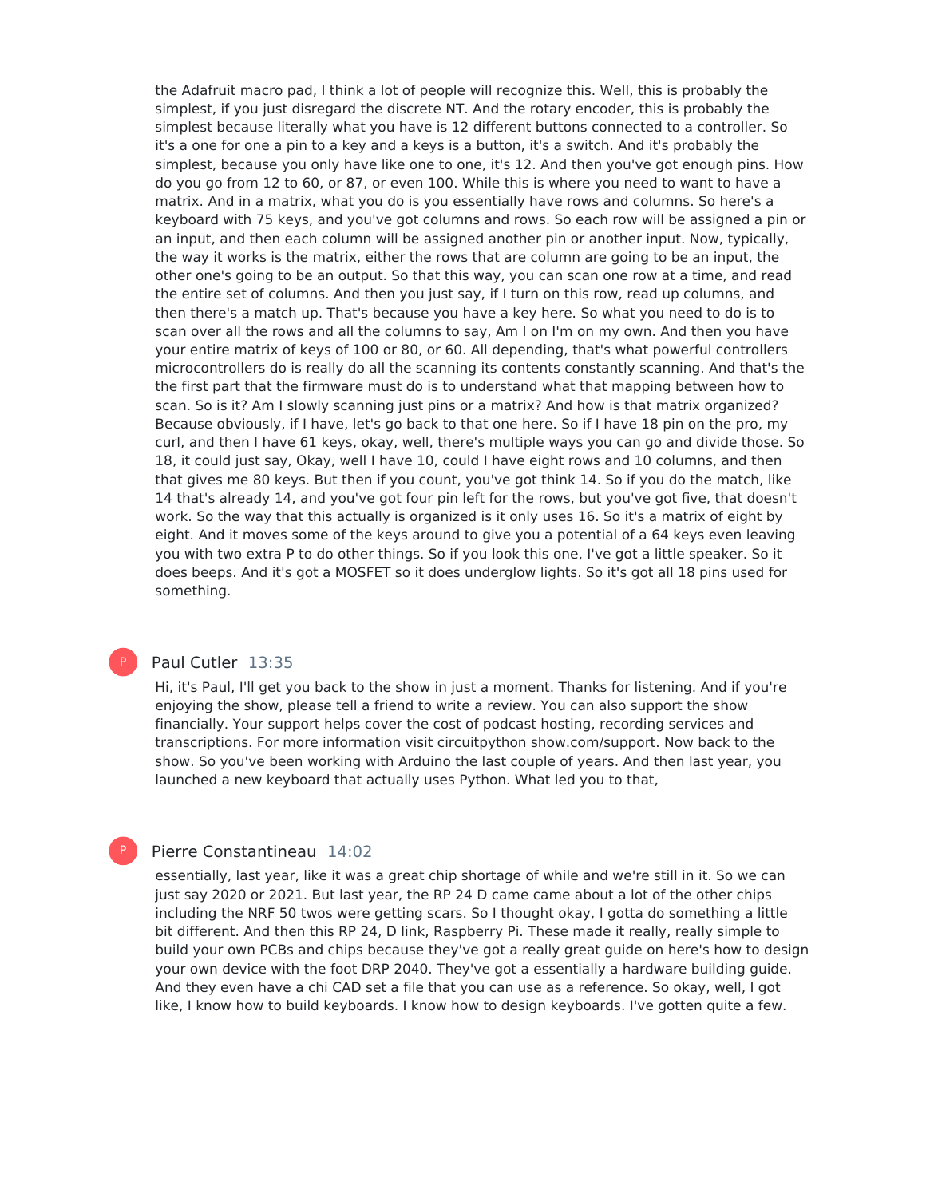the Adafruit macro pad, I think a lot of people will recognize this. Well, this is probably the simplest, if you just disregard the discrete NT. And the rotary encoder, this is probably the simplest because literally what you have is 12 different buttons connected to a controller. So it's a one for one a pin to a key and a keys is a button, it's a switch. And it's probably the simplest, because you only have like one to one, it's 12. And then you've got enough pins. How do you go from 12 to 60, or 87, or even 100. While this is where you need to want to have a matrix. And in a matrix, what you do is you essentially have rows and columns. So here's a keyboard with 75 keys, and you've got columns and rows. So each row will be assigned a pin or an input, and then each column will be assigned another pin or another input. Now, typically, the way it works is the matrix, either the rows that are column are going to be an input, the other one's going to be an output. So that this way, you can scan one row at a time, and read the entire set of columns. And then you just say, if I turn on this row, read up columns, and then there's a match up. That's because you have a key here. So what you need to do is to scan over all the rows and all the columns to say, Am I on I'm on my own. And then you have your entire matrix of keys of 100 or 80, or 60. All depending, that's what powerful controllers microcontrollers do is really do all the scanning its contents constantly scanning. And that's the the first part that the firmware must do is to understand what that mapping between how to scan. So is it? Am I slowly scanning just pins or a matrix? And how is that matrix organized? Because obviously, if I have, let's go back to that one here. So if I have 18 pin on the pro, my curl, and then I have 61 keys, okay, well, there's multiple ways you can go and divide those. So 18, it could just say, Okay, well I have 10, could I have eight rows and 10 columns, and then that gives me 80 keys. But then if you count, you've got think 14. So if you do the match, like 14 that's already 14, and you've got four pin left for the rows, but you've got five, that doesn't work. So the way that this actually is organized is it only uses 16. So it's a matrix of eight by eight. And it moves some of the keys around to give you a potential of a 64 keys even leaving you with two extra P to do other things. So if you look this one, I've got a little speaker. So it does beeps. And it's got a MOSFET so it does underglow lights. So it's got all 18 pins used for something.

**Paul Cutler** 13:35

Hi, it's Paul, I'll get you back to the show in just a moment. Thanks for listening. And if you're enjoying the show, please tell a friend to write a review. You can also support the show financially. Your support helps cover the cost of podcast hosting, recording services and transcriptions. For more information visit circuitpython show.com/support. Now back to the show. So you've been working with Arduino the last couple of years. And then last year, you launched a new keyboard that actually uses Python. What led you to that,

**Pierre Constantineau** 14:02

essentially, last year, like it was a great chip shortage of while and we're still in it. So we can just say 2020 or 2021. But last year, the RP 24 D came came about a lot of the other chips including the NRF 50 twos were getting scars. So I thought okay, I gotta do something a little bit different. And then this RP 24, D link, Raspberry Pi. These made it really, really simple to build your own PCBs and chips because they've got a really great guide on here's how to design your own device with the foot DRP 2040. They've got a essentially a hardware building guide. And they even have a chi CAD set a file that you can use as a reference. So okay, well, I got like, I know how to build keyboards. I know how to design keyboards. I've gotten quite a few.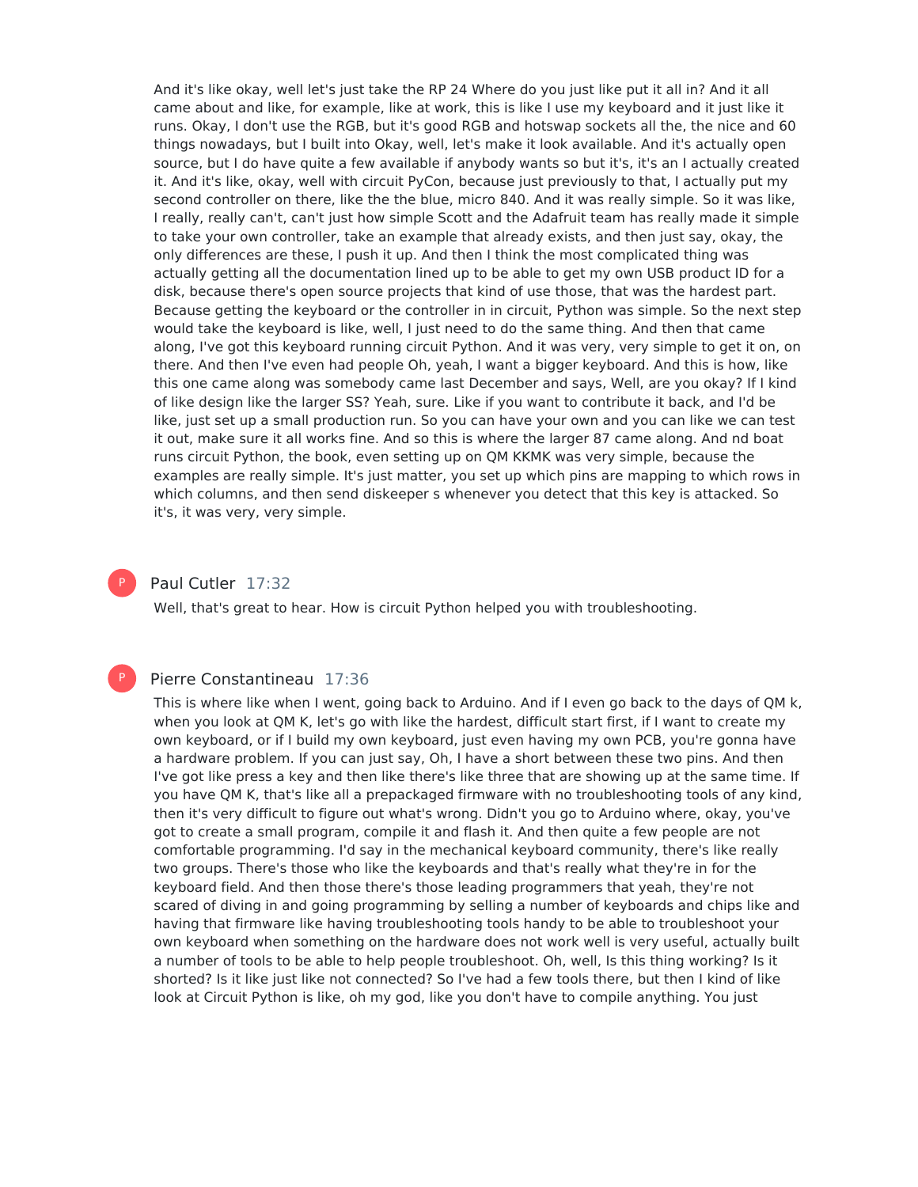And it's like okay, well let's just take the RP 24 Where do you just like put it all in? And it all came about and like, for example, like at work, this is like I use my keyboard and it just like it runs. Okay, I don't use the RGB, but it's good RGB and hotswap sockets all the, the nice and 60 things nowadays, but I built into Okay, well, let's make it look available. And it's actually open source, but I do have quite a few available if anybody wants so but it's, it's an I actually created it. And it's like, okay, well with circuit PyCon, because just previously to that, I actually put my second controller on there, like the the blue, micro 840. And it was really simple. So it was like, I really, really can't, can't just how simple Scott and the Adafruit team has really made it simple to take your own controller, take an example that already exists, and then just say, okay, the only differences are these, I push it up. And then I think the most complicated thing was actually getting all the documentation lined up to be able to get my own USB product ID for a disk, because there's open source projects that kind of use those, that was the hardest part. Because getting the keyboard or the controller in in circuit, Python was simple. So the next step would take the keyboard is like, well, I just need to do the same thing. And then that came along, I've got this keyboard running circuit Python. And it was very, very simple to get it on, on there. And then I've even had people Oh, yeah, I want a bigger keyboard. And this is how, like this one came along was somebody came last December and says, Well, are you okay? If I kind of like design like the larger SS? Yeah, sure. Like if you want to contribute it back, and I'd be like, just set up a small production run. So you can have your own and you can like we can test it out, make sure it all works fine. And so this is where the larger 87 came along. And nd boat runs circuit Python, the book, even setting up on QM KKMK was very simple, because the examples are really simple. It's just matter, you set up which pins are mapping to which rows in which columns, and then send diskeeper s whenever you detect that this key is attacked. So it's, it was very, very simple.

**Paul Cutler** 17:32

Well, that's great to hear. How is circuit Python helped you with troubleshooting.

**Pierre Constantineau** 17:36

This is where like when I went, going back to Arduino. And if I even go back to the days of QM k, when you look at QM K, let's go with like the hardest, difficult start first, if I want to create my own keyboard, or if I build my own keyboard, just even having my own PCB, you're gonna have a hardware problem. If you can just say, Oh, I have a short between these two pins. And then I've got like press a key and then like there's like three that are showing up at the same time. If you have QM K, that's like all a prepackaged firmware with no troubleshooting tools of any kind, then it's very difficult to figure out what's wrong. Didn't you go to Arduino where, okay, you've got to create a small program, compile it and flash it. And then quite a few people are not comfortable programming. I'd say in the mechanical keyboard community, there's like really two groups. There's those who like the keyboards and that's really what they're in for the keyboard field. And then those there's those leading programmers that yeah, they're not scared of diving in and going programming by selling a number of keyboards and chips like and having that firmware like having troubleshooting tools handy to be able to troubleshoot your own keyboard when something on the hardware does not work well is very useful, actually built a number of tools to be able to help people troubleshoot. Oh, well, Is this thing working? Is it shorted? Is it like just like not connected? So I've had a few tools there, but then I kind of of like look at Circuit Python is like, oh my god, like you don't have to compile anything. You just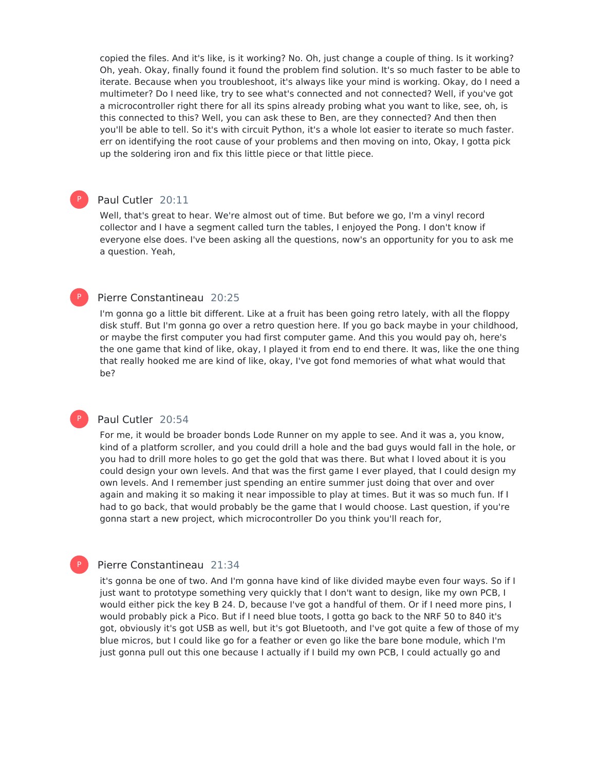copied the files. And it's like, is it working? No. Oh, just change a couple of thing. Is it working? Oh, yeah. Okay, finally found it found the problem find solution. It's so much faster to be able to iterate. Because when you troubleshoot, it's always like your mind is working. Okay, do I need a multimeter? Do I need like, try to see what's connected and not connected? Well, if you've got a microcontroller right there for all its spins already probing what you want to like, see, oh, is this connected to this? Well, you can ask these to Ben, are they connected? And then then you'll be able to tell. So it's with circuit Python, it's a whole lot easier to iterate so much faster. err on identifying the root cause of your problems and then moving on into, Okay, I gotta pick up the soldering iron and fix this little piece or that little piece.

**Paul Cutler** 20:11

Well, that's great to hear. We're almost out of time. But before we go, I'm a vinyl record collector and I have a segment called turn the tables, I enjoyed the Pong. I don't know if everyone else does. I've been asking all the questions, now's an opportunity for you to ask me a question. Yeah,

**Pierre Constantineau** 20:25

I'm gonna go a little bit different. Like at a fruit has been going retro lately, with all the floppy disk stuff. But I'm gonna go over a retro question here. If you go back maybe in your childhood, or maybe the first computer you had first computer game. And this you would pay oh, here's the one game that kind of like, okay, I played it from end to end there. It was, like the one thing that really hooked me are kind of like, okay, I've got fond memories of what what would that be?

**Paul Cutler** 20:54

For me, it would be broader bonds Lode Runner on my apple to see. And it was a, you know, kind of a platform scroller, and you could drill a hole and the bad guys would fall in the hole, or you had to drill more holes to go get the gold that was there. But what I loved about it is you could design your own levels. And that was the first game I ever played, that I could design my own levels. And I remember just spending an entire summer just doing that over and over again and making it so making it near impossible to play at times. But it was so much fun. If I had to go back, that would probably be the game that I would choose. Last question, if you're gonna start a new project, which microcontroller Do you think you'll reach for,

**Pierre Constantineau** 21:34

it's gonna be one of two. And I'm gonna have kind of like divided maybe even four ways. So if I just want to prototype something very quickly that I don't want to design, like my own PCB, I would either pick the key B 24. D, because I've got a handful of them. Or if I need more pins, I would probably pick a Pico. But if I need blue toots, I gotta go back to the NRF 50 to 840 it's got, obviously it's got USB as well, but it's got Bluetooth, and I've got quite a few of those of my blue micros, but I could like go for a feather or even go like the bare bone module, which I'm just gonna pull out this one because I actually if I build my own PCB, I could actually go and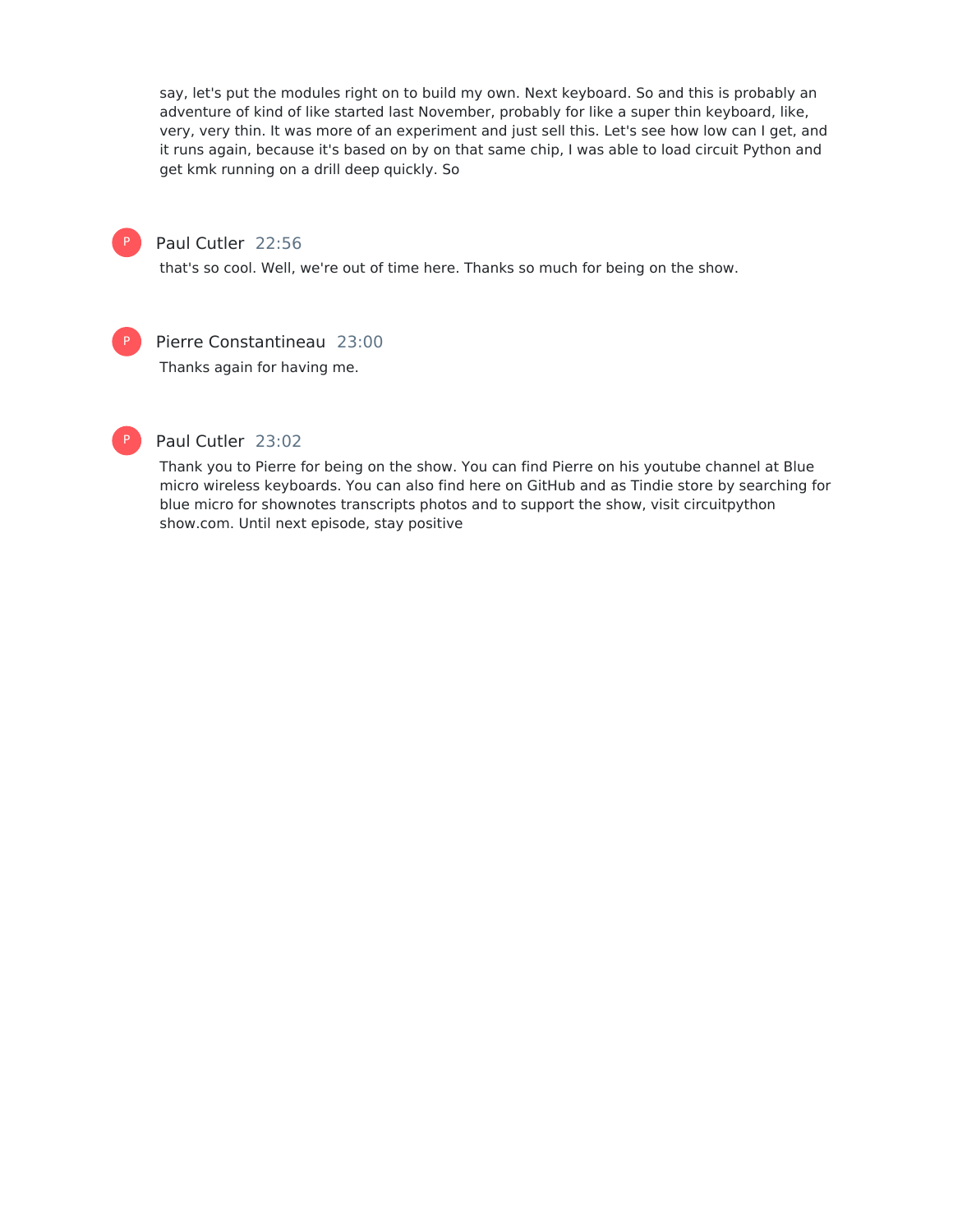say, let's put the modules right on to build my own. Next keyboard. So and this is probably an adventure of kind of like started last November, probably for like a super thin keyboard, like, very, very thin. It was more of an experiment and just sell this. Let's see how low can I get, and it runs again, because it's based on by on that same chip, I was able to load circuit Python and get kmk running on a drill deep quickly. So

P

Paul Cutler 22:56

that's so cool. Well, we're out of time here. Thanks so much for being on the show.

P

Pierre Constantineau 23:00

Thanks again for having me.

P

Paul Cutler 23:02

Thank you to Pierre for being on the show. You can find Pierre on his youtube channel at Blue micro wireless keyboards. You can also find here on GitHub and as Tindie store by searching for blue micro for shownotes transcripts photos and to support the show, visit circuitpython show.com. Until next episode, stay positive